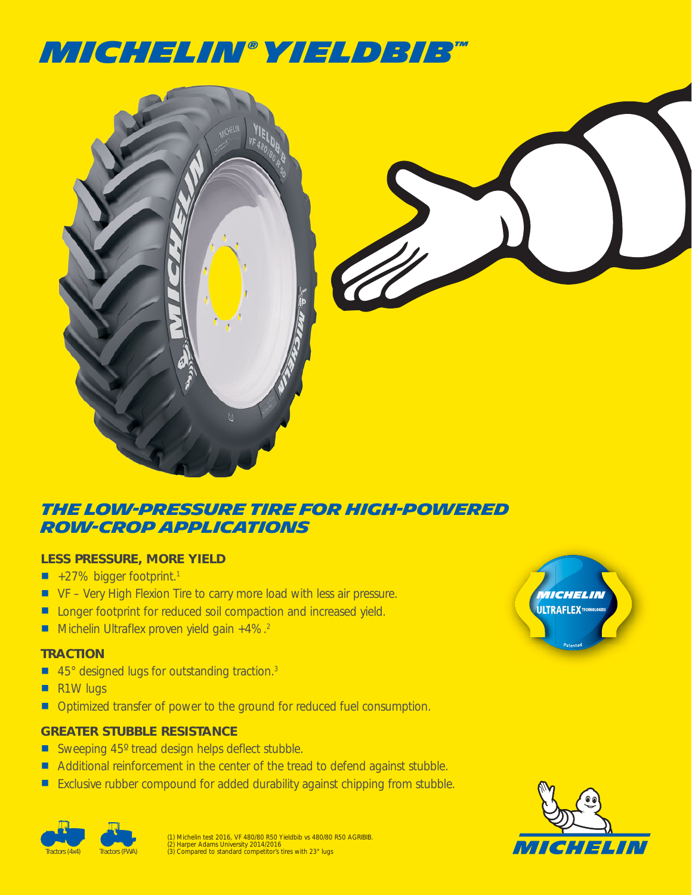# MICHELIN® YIELDBIB™

## THE LOW-PRESSURE TIRE FOR HIGH-POWERED ROW-CROP APPLICATIONS

### LESS PRESSURE, MORE YIELD

- +27% bigger footprint.[1]
- VF – Very High Flexion Tire to carry more load with less air pressure.
- Longer footprint for reduced soil compaction and increased yield.
- Michelin Ultraflex proven yield gain +4% .[2]

### TRACTION

- 45° designed lugs for outstanding traction.[3]
- R1W lugs
- Optimized transfer of power to the ground for reduced fuel consumption.

### GREATER STUBBLE RESISTANCE

- Sweeping 45º tread design helps deflect stubble.
- Additional reinforcement in the center of the tread to defend against stubble.
- Exclusive rubber compound for added durability against chipping from stubble.

MICHELIN ULTRAFLEX TECHNOLOGIES Patented

Tractors (4x4) Tractors (FWA)

(1) Michelin test 2016, VF 480/80 R50 Yieldbib vs 480/80 R50 AGRIBIB.
(2) Harper Adams University 2014/2016
(3) Compared to standard competitor's tires with 23° lugs

MICHELIN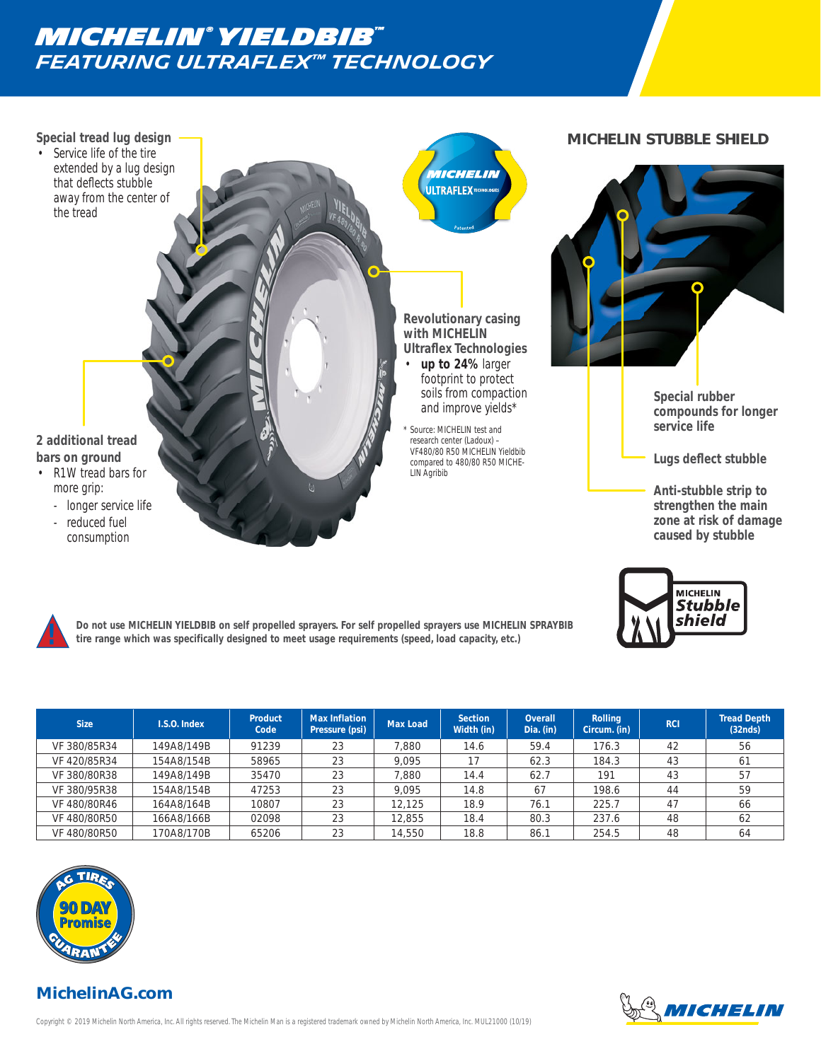# MICHELIN® YIELDBIB™

## FEATURING ULTRAFLEX™ TECHNOLOGY

**Special tread lug design**

- Service life of the tire extended by a lug design that deflects stubble away from the center of the tread

**2 additional tread bars on ground**

- R1W tread bars for more grip:
  - longer service life
  - reduced fuel consumption

MICHELIN ULTRAFLEX TECHNOLOGIES

Patented

**Revolutionary casing with MICHELIN Ultraflex Technologies**

- **up to 24%** larger footprint to protect soils from compaction and improve yields*

\* Source: MICHELIN test and research center (Ladoux) – VF480/80 R50 MICHELIN Yieldbib compared to 480/80 R50 MICHELIN Agribib

## MICHELIN STUBBLE SHIELD

**Special rubber compounds for longer service life**

**Lugs deflect stubble**

**Anti-stubble strip to strengthen the main zone at risk of damage caused by stubble**

MICHELIN Stubble shield

**Do not use MICHELIN YIELDBIB on self propelled sprayers. For self propelled sprayers use MICHELIN SPRAYBIB tire range which was specifically designed to meet usage requirements (speed, load capacity, etc.)**

| Size | I.S.O. Index | Product Code | Max Inflation Pressure (psi) | Max Load | Section Width (in) | Overall Dia. (in) | Rolling Circum. (in) | RCI | Tread Depth (32nds) |
|---|---|---|---|---|---|---|---|---|---|
| VF 380/85R34 | 149A8/149B | 91239 | 23 | 7,880 | 14.6 | 59.4 | 176.3 | 42 | 56 |
| VF 420/85R34 | 154A8/154B | 58965 | 23 | 9,095 | 17 | 62.3 | 184.3 | 43 | 61 |
| VF 380/80R38 | 149A8/149B | 35470 | 23 | 7,880 | 14.4 | 62.7 | 191 | 43 | 57 |
| VF 380/95R38 | 154A8/154B | 47253 | 23 | 9,095 | 14.8 | 67 | 198.6 | 44 | 59 |
| VF 480/80R46 | 164A8/164B | 10807 | 23 | 12,125 | 18.9 | 76.1 | 225.7 | 47 | 66 |
| VF 480/80R50 | 166A8/166B | 02098 | 23 | 12,855 | 18.4 | 80.3 | 237.6 | 48 | 62 |
| VF 480/80R50 | 170A8/170B | 65206 | 23 | 14,550 | 18.8 | 86.1 | 254.5 | 48 | 64 |

AG TIRES 90 DAY Promise GUARANTEE

**MichelinAG.com**

MICHELIN

Copyright © 2019 Michelin North America, Inc. All rights reserved. The Michelin Man is a registered trademark owned by Michelin North America, Inc. MUL21000 (10/19)